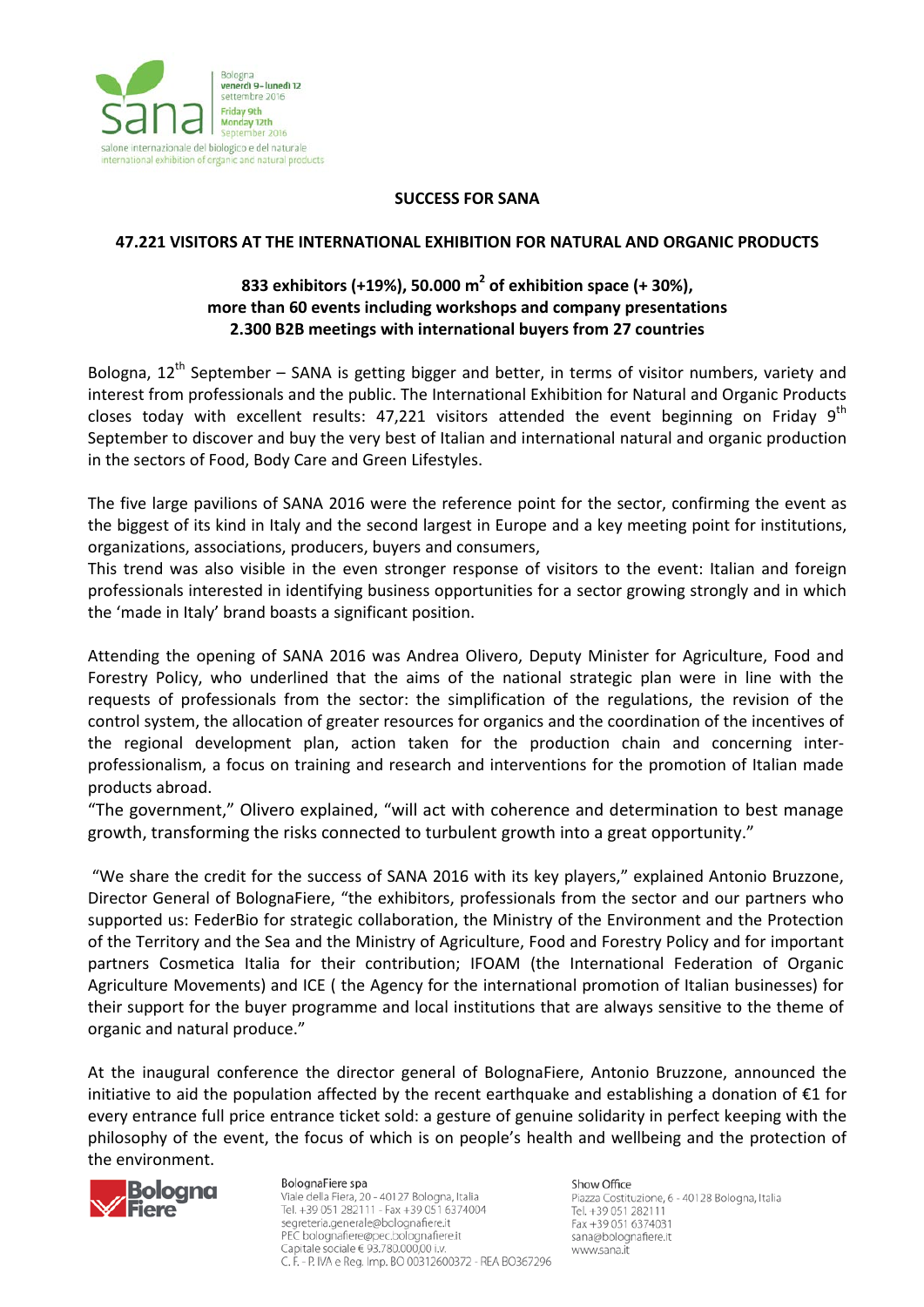**SUCCESS FOR SANA**

**47.221 VISITORS AT THE INTERNATIONAL EXHIBITION FOR NATURAL AND ORGANIC PRODUCTS**

**833 exhibitors (+19%), 50.000 $m^2$ of exhibition space (+ 30%),**
**more than 60 events including workshops and company presentations**
**2.300 B2B meetings with international buyers from 27 countries**

Bologna, 12th September – SANA is getting bigger and better, in terms of visitor numbers, variety and interest from professionals and the public. The International Exhibition for Natural and Organic Products closes today with excellent results: 47,221 visitors attended the event beginning on Friday 9th September to discover and buy the very best of Italian and international natural and organic production in the sectors of Food, Body Care and Green Lifestyles.

The five large pavilions of SANA 2016 were the reference point for the sector, confirming the event as the biggest of its kind in Italy and the second largest in Europe and a key meeting point for institutions, organizations, associations, producers, buyers and consumers,
This trend was also visible in the even stronger response of visitors to the event: Italian and foreign professionals interested in identifying business opportunities for a sector growing strongly and in which the 'made in Italy' brand boasts a significant position.

Attending the opening of SANA 2016 was Andrea Olivero, Deputy Minister for Agriculture, Food and Forestry Policy, who underlined that the aims of the national strategic plan were in line with the requests of professionals from the sector: the simplification of the regulations, the revision of the control system, the allocation of greater resources for organics and the coordination of the incentives of the regional development plan, action taken for the production chain and concerning inter-professionalism, a focus on training and research and interventions for the promotion of Italian made products abroad.
"The government," Olivero explained, "will act with coherence and determination to best manage growth, transforming the risks connected to turbulent growth into a great opportunity."

"We share the credit for the success of SANA 2016 with its key players," explained Antonio Bruzzone, Director General of BolognaFiere, "the exhibitors, professionals from the sector and our partners who supported us: FederBio for strategic collaboration, the Ministry of the Environment and the Protection of the Territory and the Sea and the Ministry of Agriculture, Food and Forestry Policy and for important partners Cosmetica Italia for their contribution; IFOAM (the International Federation of Organic Agriculture Movements) and ICE ( the Agency for the international promotion of Italian businesses) for their support for the buyer programme and local institutions that are always sensitive to the theme of organic and natural produce."

At the inaugural conference the director general of BolognaFiere, Antonio Bruzzone, announced the initiative to aid the population affected by the recent earthquake and establishing a donation of €1 for every entrance full price entrance ticket sold: a gesture of genuine solidarity in perfect keeping with the philosophy of the event, the focus of which is on people's health and wellbeing and the protection of the environment.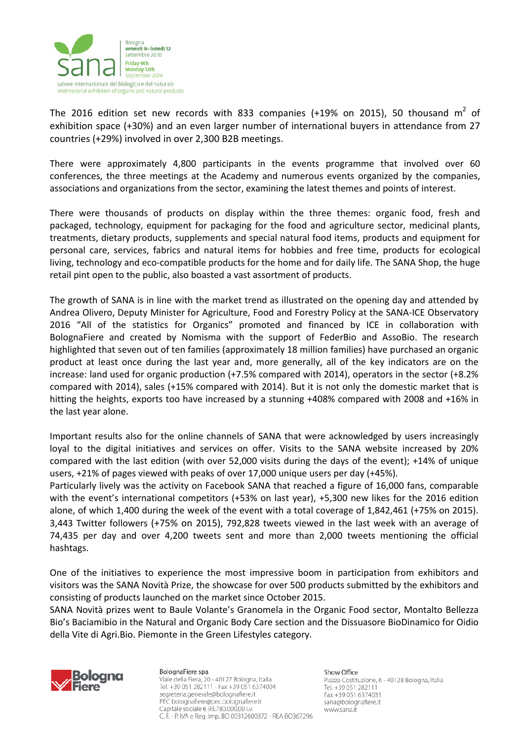The 2016 edition set new records with 833 companies (+19% on 2015), 50 thousand $m^2$ of exhibition space (+30%) and an even larger number of international buyers in attendance from 27 countries (+29%) involved in over 2,300 B2B meetings.

There were approximately 4,800 participants in the events programme that involved over 60 conferences, the three meetings at the Academy and numerous events organized by the companies, associations and organizations from the sector, examining the latest themes and points of interest.

There were thousands of products on display within the three themes: organic food, fresh and packaged, technology, equipment for packaging for the food and agriculture sector, medicinal plants, treatments, dietary products, supplements and special natural food items, products and equipment for personal care, services, fabrics and natural items for hobbies and free time, products for ecological living, technology and eco-compatible products for the home and for daily life. The SANA Shop, the huge retail pint open to the public, also boasted a vast assortment of products.

The growth of SANA is in line with the market trend as illustrated on the opening day and attended by Andrea Olivero, Deputy Minister for Agriculture, Food and Forestry Policy at the SANA-ICE Observatory 2016 "All of the statistics for Organics" promoted and financed by ICE in collaboration with BolognaFiere and created by Nomisma with the support of FederBio and AssoBio. The research highlighted that seven out of ten families (approximately 18 million families) have purchased an organic product at least once during the last year and, more generally, all of the key indicators are on the increase: land used for organic production (+7.5% compared with 2014), operators in the sector (+8.2% compared with 2014), sales (+15% compared with 2014). But it is not only the domestic market that is hitting the heights, exports too have increased by a stunning +408% compared with 2008 and +16% in the last year alone.

Important results also for the online channels of SANA that were acknowledged by users increasingly loyal to the digital initiatives and services on offer. Visits to the SANA website increased by 20% compared with the last edition (with over 52,000 visits during the days of the event); +14% of unique users, +21% of pages viewed (with peaks of over 17,000 unique users per day (+45%).
Particularly lively was the activity on Facebook SANA that reached a figure of 16,000 fans, comparable with the event's international competitors (+53% on last year), +5,300 new likes for the 2016 edition alone, of which 1,400 during the week of the event with a total coverage of 1,842,461 (+75% on 2015). 3,443 Twitter followers (+75% on 2015), 792,828 tweets viewed in the last week with an average of 74,435 per day and over 4,200 tweets sent and more than 2,000 tweets mentioning the official hashtags.

One of the initiatives to experience the most impressive boom in participation from exhibitors and visitors was the SANA Novità Prize, the showcase for over 500 products submitted by the exhibitors and consisting of products launched on the market since October 2015.
SANA Novità prizes went to Baule Volante's Granomela in the Organic Food sector, Montalto Bellezza Bio's Baciamibio in the Natural and Organic Body Care section and the Dissuasore BioDinamico for Oidio della Vite di Agri.Bio. Piemonte in the Green Lifestyles category.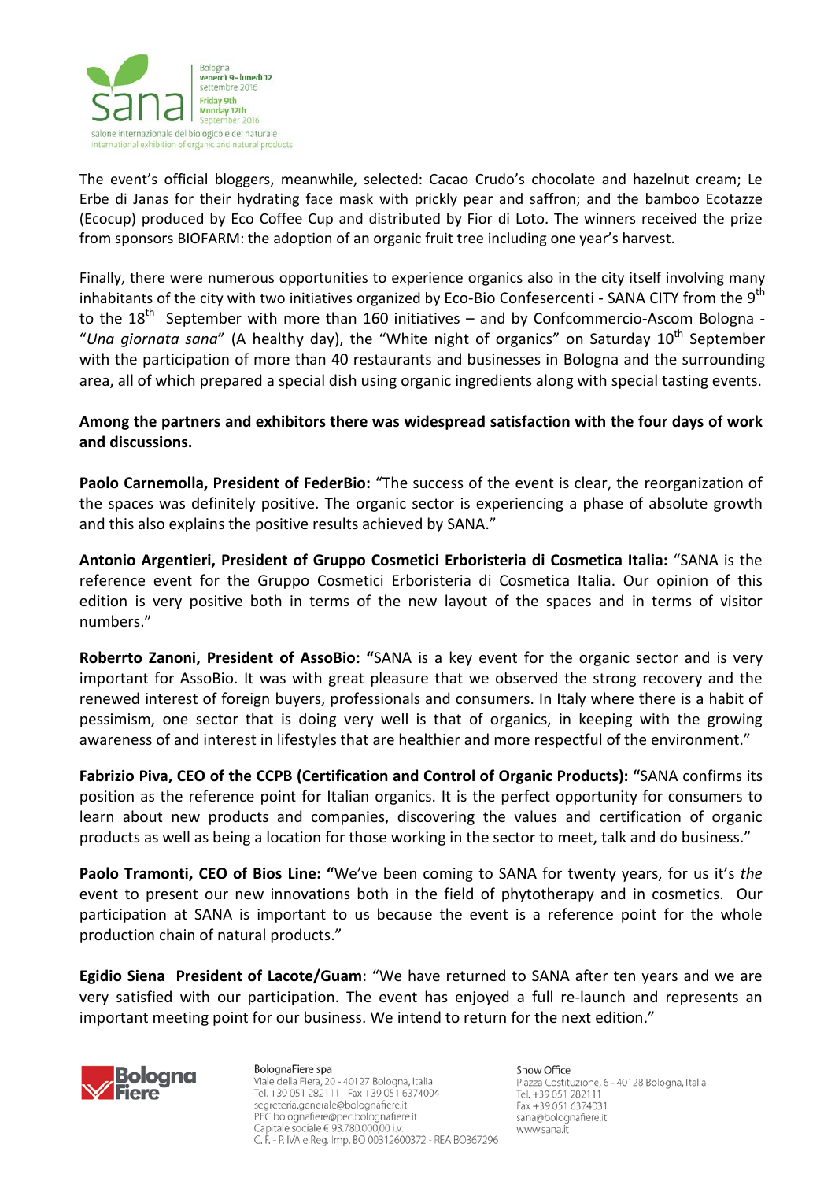The event's official bloggers, meanwhile, selected: Cacao Crudo's chocolate and hazelnut cream; Le Erbe di Janas for their hydrating face mask with prickly pear and saffron; and the bamboo Ecotazze (Ecocup) produced by Eco Coffee Cup and distributed by Fior di Loto. The winners received the prize from sponsors BIOFARM: the adoption of an organic fruit tree including one year's harvest.

Finally, there were numerous opportunities to experience organics also in the city itself involving many inhabitants of the city with two initiatives organized by Eco-Bio Confesercenti - SANA CITY from the 9th to the 18th September with more than 160 initiatives – and by Confcommercio-Ascom Bologna - "*Una giornata sana*" (A healthy day), the "White night of organics" on Saturday 10th September with the participation of more than 40 restaurants and businesses in Bologna and the surrounding area, all of which prepared a special dish using organic ingredients along with special tasting events.

**Among the partners and exhibitors there was widespread satisfaction with the four days of work and discussions.**

**Paolo Carnemolla, President of FederBio:** "The success of the event is clear, the reorganization of the spaces was definitely positive. The organic sector is experiencing a phase of absolute growth and this also explains the positive results achieved by SANA."

**Antonio Argentieri, President of Gruppo Cosmetici Erboristeria di Cosmetica Italia:** "SANA is the reference event for the Gruppo Cosmetici Erboristeria di Cosmetica Italia. Our opinion of this edition is very positive both in terms of the new layout of the spaces and in terms of visitor numbers."

**Roberrto Zanoni, President of AssoBio: "**SANA is a key event for the organic sector and is very important for AssoBio. It was with great pleasure that we observed the strong recovery and the renewed interest of foreign buyers, professionals and consumers. In Italy where there is a habit of pessimism, one sector that is doing very well is that of organics, in keeping with the growing awareness of and interest in lifestyles that are healthier and more respectful of the environment."

**Fabrizio Piva, CEO of the CCPB (Certification and Control of Organic Products): "**SANA confirms its position as the reference point for Italian organics. It is the perfect opportunity for consumers to learn about new products and companies, discovering the values and certification of organic products as well as being a location for those working in the sector to meet, talk and do business."

**Paolo Tramonti, CEO of Bios Line: "**We've been coming to SANA for twenty years, for us it's *the* event to present our new innovations both in the field of phytotherapy and in cosmetics. Our participation at SANA is important to us because the event is a reference point for the whole production chain of natural products."

**Egidio Siena President of Lacote/Guam**: "We have returned to SANA after ten years and we are very satisfied with our participation. The event has enjoyed a full re-launch and represents an important meeting point for our business. We intend to return for the next edition."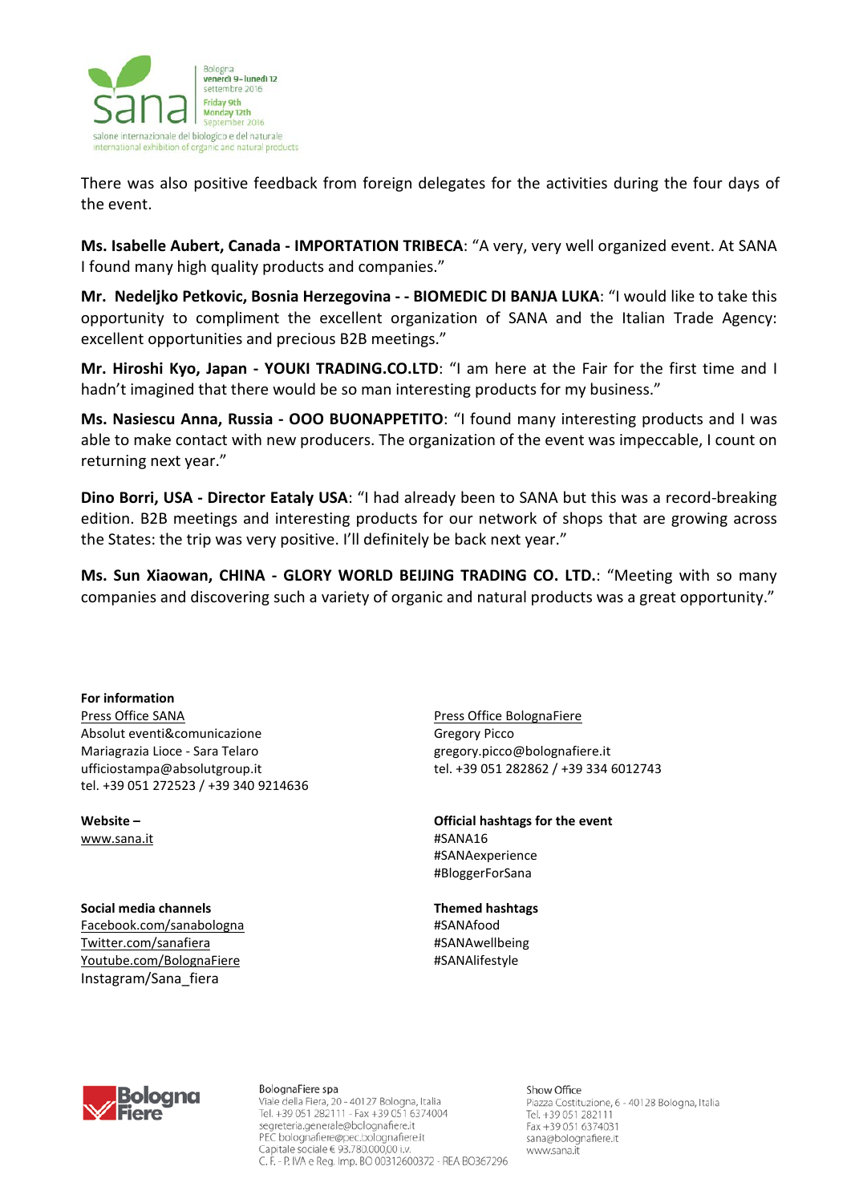There was also positive feedback from foreign delegates for the activities during the four days of the event.

**Ms. Isabelle Aubert, Canada - IMPORTATION TRIBECA**: "A very, very well organized event. At SANA I found many high quality products and companies."

**Mr. Nedeljko Petkovic, Bosnia Herzegovina - - BIOMEDIC DI BANJA LUKA**: "I would like to take this opportunity to compliment the excellent organization of SANA and the Italian Trade Agency: excellent opportunities and precious B2B meetings."

**Mr. Hiroshi Kyo, Japan - YOUKI TRADING.CO.LTD**: "I am here at the Fair for the first time and I hadn't imagined that there would be so man interesting products for my business."

**Ms. Nasiescu Anna, Russia - OOO BUONAPPETITO**: "I found many interesting products and I was able to make contact with new producers. The organization of the event was impeccable, I count on returning next year."

**Dino Borri, USA - Director Eataly USA**: "I had already been to SANA but this was a record-breaking edition. B2B meetings and interesting products for our network of shops that are growing across the States: the trip was very positive. I'll definitely be back next year."

**Ms. Sun Xiaowan, CHINA - GLORY WORLD BEIJING TRADING CO. LTD.**: "Meeting with so many companies and discovering such a variety of organic and natural products was a great opportunity."

**For information**
Press Office SANA
Absolut eventi&comunicazione
Mariagrazia Lioce - Sara Telaro
ufficiostampa@absolutgroup.it
tel. +39 051 272523 / +39 340 9214636

Press Office BolognaFiere
Gregory Picco
gregory.picco@bolognafiere.it
tel. +39 051 282862 / +39 334 6012743

**Website –**
www.sana.it

**Official hashtags for the event**
#SANA16
#SANAexperience
#BloggerForSana

**Social media channels**
Facebook.com/sanabologna
Twitter.com/sanafiera
Youtube.com/BolognaFiere
Instagram/Sana_fiera

**Themed hashtags**
#SANAfood
#SANAwellbeing
#SANAlifestyle

BolognaFiere spa
Viale della Fiera, 20 - 40127 Bologna, Italia
Tel. +39 051 282111 - Fax +39 051 6374004
segreteria.generale@bolognafiere.it
PEC bolognafiere@pec.bolognafiere.it
Capitale sociale € 93.780.000,00 i.v.
C. F. - P. IVA e Reg. Imp. BO 00312600372 - REA BO367296

Show Office
Piazza Costituzione, 6 - 40128 Bologna, Italia
Tel. +39 051 282111
Fax +39 051 6374031
sana@bolognafiere.it
www.sana.it